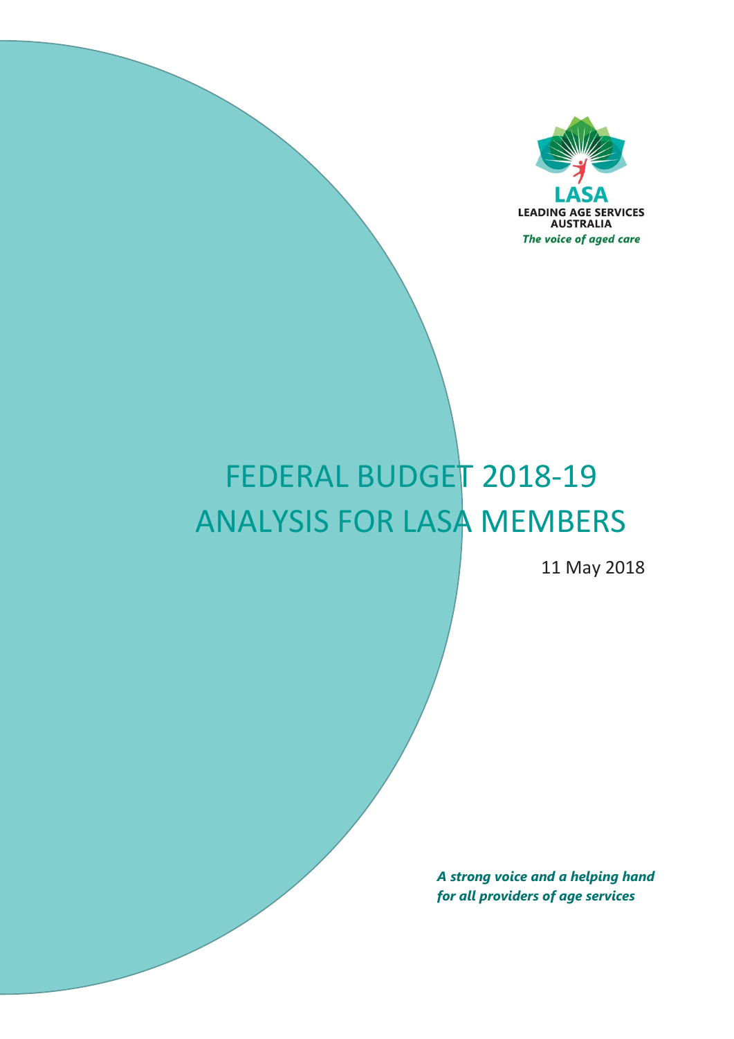LASA

LEADING AGE SERVICES AUSTRALIA

*The voice of aged care*

# FEDERAL BUDGET 2018-19 ANALYSIS FOR LASA MEMBERS

11 May 2018

***A strong voice and a helping hand for all providers of age services***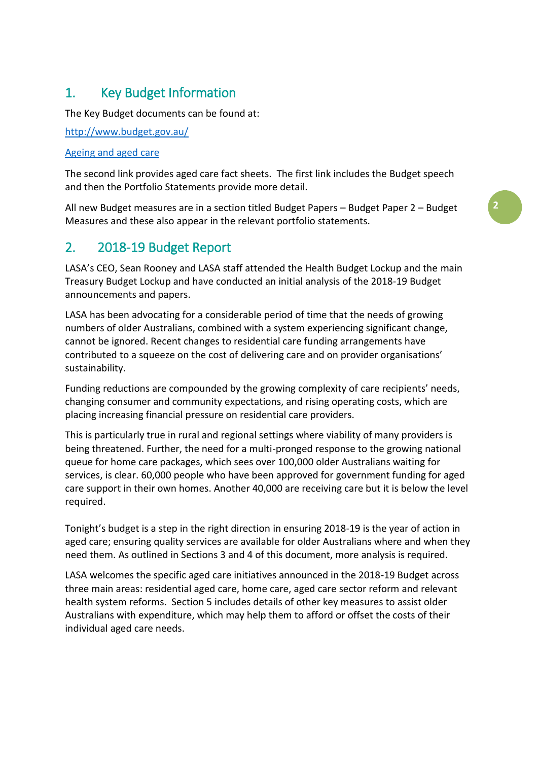## 1. Key Budget Information

The Key Budget documents can be found at:

[http://www.budget.gov.au/](http://www.budget.gov.au/)

[Ageing and aged care]()

The second link provides aged care fact sheets. The first link includes the Budget speech and then the Portfolio Statements provide more detail.

All new Budget measures are in a section titled Budget Papers – Budget Paper 2 – Budget Measures and these also appear in the relevant portfolio statements.

## 2. 2018-19 Budget Report

LASA's CEO, Sean Rooney and LASA staff attended the Health Budget Lockup and the main Treasury Budget Lockup and have conducted an initial analysis of the 2018-19 Budget announcements and papers.

LASA has been advocating for a considerable period of time that the needs of growing numbers of older Australians, combined with a system experiencing significant change, cannot be ignored. Recent changes to residential care funding arrangements have contributed to a squeeze on the cost of delivering care and on provider organisations' sustainability.

Funding reductions are compounded by the growing complexity of care recipients' needs, changing consumer and community expectations, and rising operating costs, which are placing increasing financial pressure on residential care providers.

This is particularly true in rural and regional settings where viability of many providers is being threatened. Further, the need for a multi-pronged response to the growing national queue for home care packages, which sees over 100,000 older Australians waiting for services, is clear. 60,000 people who have been approved for government funding for aged care support in their own homes. Another 40,000 are receiving care but it is below the level required.

Tonight's budget is a step in the right direction in ensuring 2018-19 is the year of action in aged care; ensuring quality services are available for older Australians where and when they need them. As outlined in Sections 3 and 4 of this document, more analysis is required.

LASA welcomes the specific aged care initiatives announced in the 2018-19 Budget across three main areas: residential aged care, home care, aged care sector reform and relevant health system reforms. Section 5 includes details of other key measures to assist older Australians with expenditure, which may help them to afford or offset the costs of their individual aged care needs.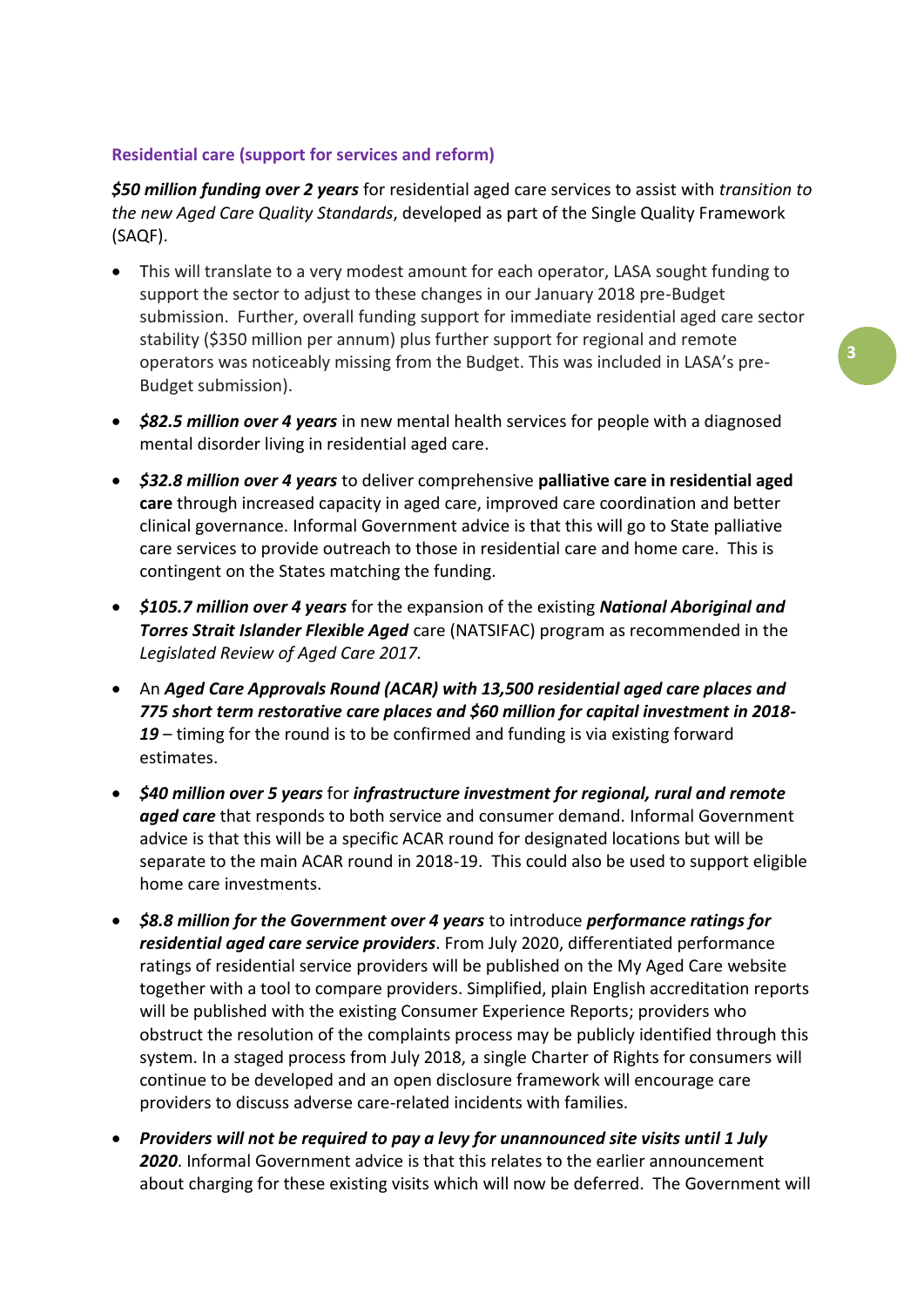### Residential care (support for services and reform)

***$50 million funding over 2 years*** for residential aged care services to assist with *transition to the new Aged Care Quality Standards*, developed as part of the Single Quality Framework (SAQF).

- This will translate to a very modest amount for each operator, LASA sought funding to support the sector to adjust to these changes in our January 2018 pre-Budget submission. Further, overall funding support for immediate residential aged care sector stability ($350 million per annum) plus further support for regional and remote operators was noticeably missing from the Budget. This was included in LASA's pre-Budget submission).
- ***$82.5 million over 4 years*** in new mental health services for people with a diagnosed mental disorder living in residential aged care.
- ***$32.8 million over 4 years*** to deliver comprehensive **palliative care in residential aged care** through increased capacity in aged care, improved care coordination and better clinical governance. Informal Government advice is that this will go to State palliative care services to provide outreach to those in residential care and home care. This is contingent on the States matching the funding.
- ***$105.7 million over 4 years*** for the expansion of the existing ***National Aboriginal and Torres Strait Islander Flexible Aged*** care (NATSIFAC) program as recommended in the *Legislated Review of Aged Care 2017.*
- An ***Aged Care Approvals Round (ACAR) with 13,500 residential aged care places and 775 short term restorative care places and $60 million for capital investment in 2018-19*** – timing for the round is to be confirmed and funding is via existing forward estimates.
- ***$40 million over 5 years*** for ***infrastructure investment for regional, rural and remote aged care*** that responds to both service and consumer demand. Informal Government advice is that this will be a specific ACAR round for designated locations but will be separate to the main ACAR round in 2018-19. This could also be used to support eligible home care investments.
- ***$8.8 million for the Government over 4 years*** to introduce ***performance ratings for residential aged care service providers***. From July 2020, differentiated performance ratings of residential service providers will be published on the My Aged Care website together with a tool to compare providers. Simplified, plain English accreditation reports will be published with the existing Consumer Experience Reports; providers who obstruct the resolution of the complaints process may be publicly identified through this system. In a staged process from July 2018, a single Charter of Rights for consumers will continue to be developed and an open disclosure framework will encourage care providers to discuss adverse care-related incidents with families.
- ***Providers will not be required to pay a levy for unannounced site visits until 1 July 2020***. Informal Government advice is that this relates to the earlier announcement about charging for these existing visits which will now be deferred. The Government will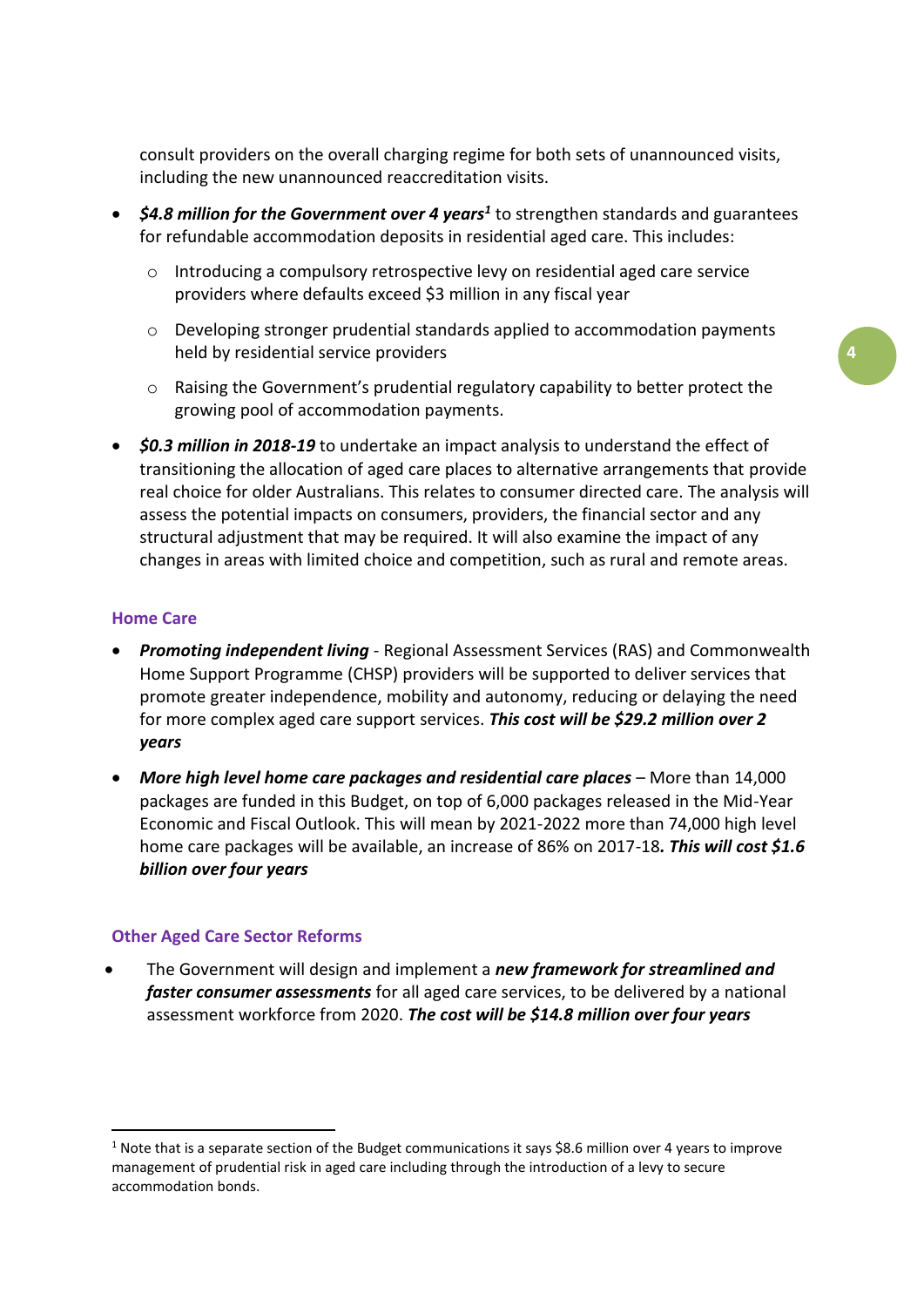consult providers on the overall charging regime for both sets of unannounced visits, including the new unannounced reaccreditation visits.

- ***$4.8 million for the Government over 4 years***[1] to strengthen standards and guarantees for refundable accommodation deposits in residential aged care. This includes:
  - Introducing a compulsory retrospective levy on residential aged care service providers where defaults exceed $3 million in any fiscal year
  - Developing stronger prudential standards applied to accommodation payments held by residential service providers
  - Raising the Government's prudential regulatory capability to better protect the growing pool of accommodation payments.
- ***$0.3 million in 2018-19*** to undertake an impact analysis to understand the effect of transitioning the allocation of aged care places to alternative arrangements that provide real choice for older Australians. This relates to consumer directed care. The analysis will assess the potential impacts on consumers, providers, the financial sector and any structural adjustment that may be required. It will also examine the impact of any changes in areas with limited choice and competition, such as rural and remote areas.

### Home Care

- ***Promoting independent living*** - Regional Assessment Services (RAS) and Commonwealth Home Support Programme (CHSP) providers will be supported to deliver services that promote greater independence, mobility and autonomy, reducing or delaying the need for more complex aged care support services. ***This cost will be $29.2 million over 2 years***
- ***More high level home care packages and residential care places*** – More than 14,000 packages are funded in this Budget, on top of 6,000 packages released in the Mid-Year Economic and Fiscal Outlook. This will mean by 2021-2022 more than 74,000 high level home care packages will be available, an increase of 86% on 2017-18***. This will cost $1.6 billion over four years***

### Other Aged Care Sector Reforms

- The Government will design and implement a ***new framework for streamlined and faster consumer assessments*** for all aged care services, to be delivered by a national assessment workforce from 2020. ***The cost will be $14.8 million over four years***

---

[1] Note that is a separate section of the Budget communications it says $8.6 million over 4 years to improve management of prudential risk in aged care including through the introduction of a levy to secure accommodation bonds.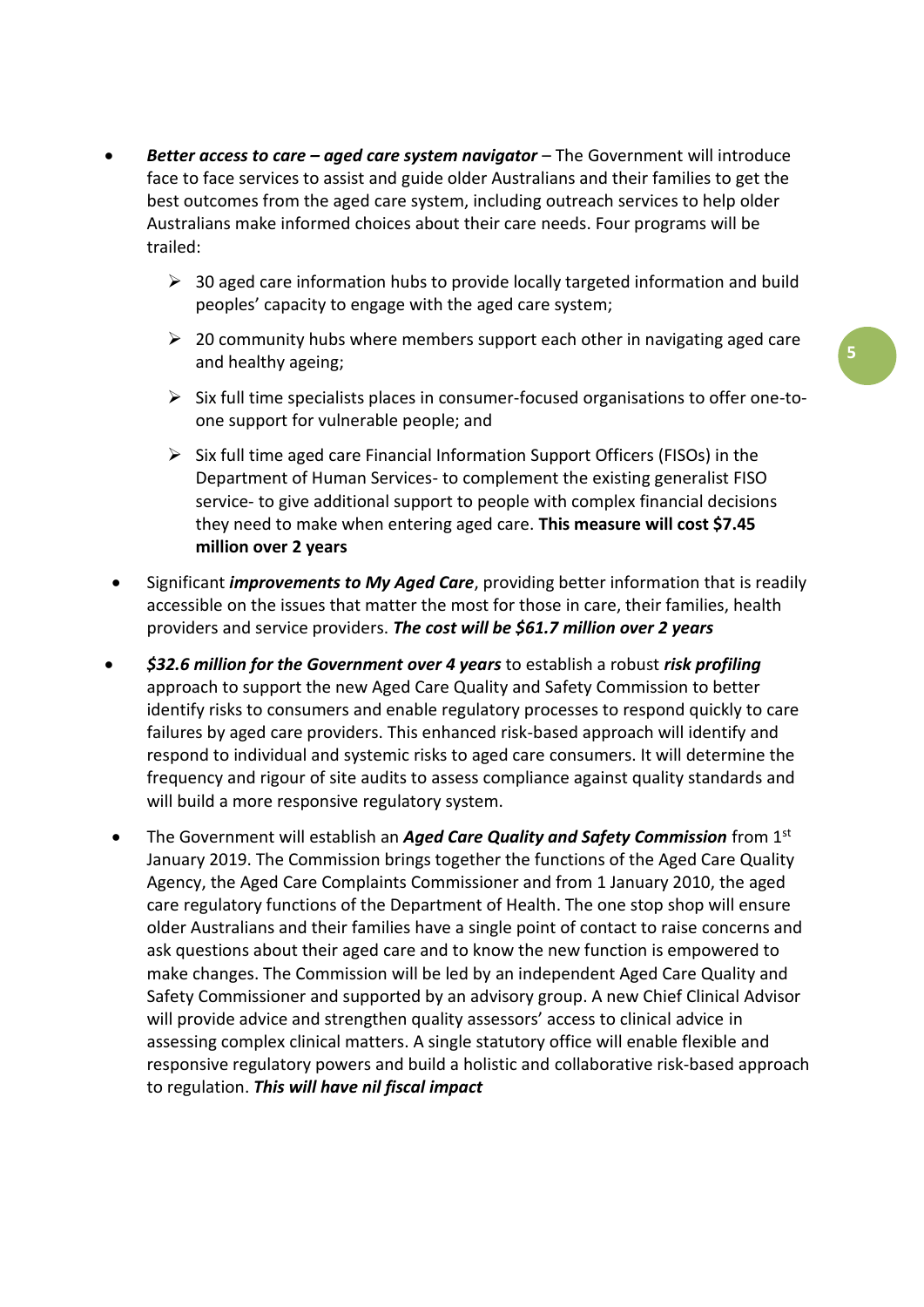- ***Better access to care – aged care system navigator*** – The Government will introduce face to face services to assist and guide older Australians and their families to get the best outcomes from the aged care system, including outreach services to help older Australians make informed choices about their care needs. Four programs will be trailed:
  - 30 aged care information hubs to provide locally targeted information and build peoples' capacity to engage with the aged care system;
  - 20 community hubs where members support each other in navigating aged care and healthy ageing;
  - Six full time specialists places in consumer-focused organisations to offer one-to-one support for vulnerable people; and
  - Six full time aged care Financial Information Support Officers (FISOs) in the Department of Human Services- to complement the existing generalist FISO service- to give additional support to people with complex financial decisions they need to make when entering aged care. **This measure will cost $7.45 million over 2 years**
- Significant ***improvements to My Aged Care***, providing better information that is readily accessible on the issues that matter the most for those in care, their families, health providers and service providers. ***The cost will be $61.7 million over 2 years***
- ***$32.6 million for the Government over 4 years*** to establish a robust ***risk profiling*** approach to support the new Aged Care Quality and Safety Commission to better identify risks to consumers and enable regulatory processes to respond quickly to care failures by aged care providers. This enhanced risk-based approach will identify and respond to individual and systemic risks to aged care consumers. It will determine the frequency and rigour of site audits to assess compliance against quality standards and will build a more responsive regulatory system.
- The Government will establish an ***Aged Care Quality and Safety Commission*** from 1st January 2019. The Commission brings together the functions of the Aged Care Quality Agency, the Aged Care Complaints Commissioner and from 1 January 2010, the aged care regulatory functions of the Department of Health. The one stop shop will ensure older Australians and their families have a single point of contact to raise concerns and ask questions about their aged care and to know the new function is empowered to make changes. The Commission will be led by an independent Aged Care Quality and Safety Commissioner and supported by an advisory group. A new Chief Clinical Advisor will provide advice and strengthen quality assessors' access to clinical advice in assessing complex clinical matters. A single statutory office will enable flexible and responsive regulatory powers and build a holistic and collaborative risk-based approach to regulation. ***This will have nil fiscal impact***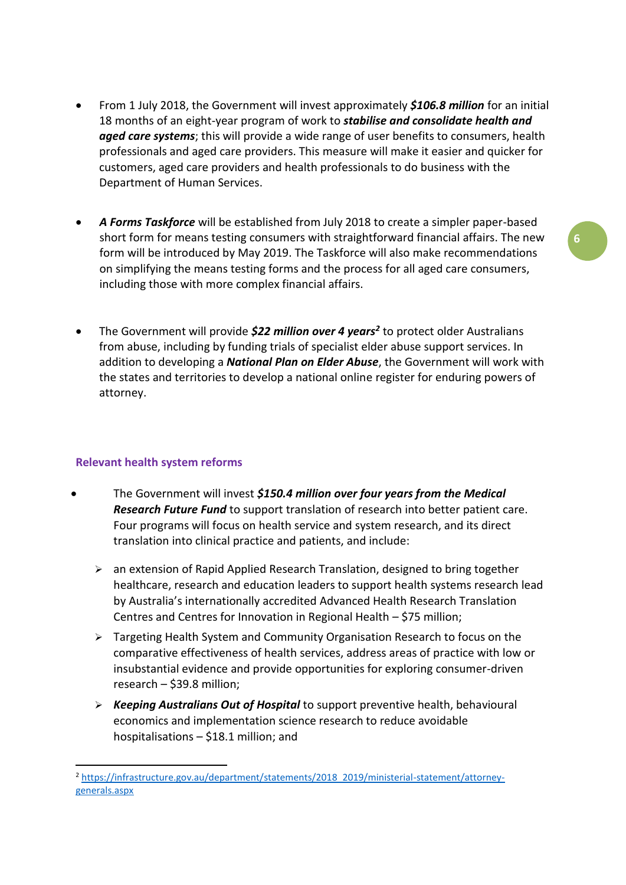- From 1 July 2018, the Government will invest approximately ***$106.8 million*** for an initial 18 months of an eight-year program of work to ***stabilise and consolidate health and aged care systems***; this will provide a wide range of user benefits to consumers, health professionals and aged care providers. This measure will make it easier and quicker for customers, aged care providers and health professionals to do business with the Department of Human Services.

- ***A Forms Taskforce*** will be established from July 2018 to create a simpler paper-based short form for means testing consumers with straightforward financial affairs. The new form will be introduced by May 2019. The Taskforce will also make recommendations on simplifying the means testing forms and the process for all aged care consumers, including those with more complex financial affairs.

- The Government will provide ***$22 million over 4 years***[2] to protect older Australians from abuse, including by funding trials of specialist elder abuse support services. In addition to developing a ***National Plan on Elder Abuse***, the Government will work with the states and territories to develop a national online register for enduring powers of attorney.

## Relevant health system reforms

- The Government will invest ***$150.4 million over four years from the Medical Research Future Fund*** to support translation of research into better patient care. Four programs will focus on health service and system research, and its direct translation into clinical practice and patients, and include:
  - an extension of Rapid Applied Research Translation, designed to bring together healthcare, research and education leaders to support health systems research lead by Australia's internationally accredited Advanced Health Research Translation Centres and Centres for Innovation in Regional Health – $75 million;
  - Targeting Health System and Community Organisation Research to focus on the comparative effectiveness of health services, address areas of practice with low or insubstantial evidence and provide opportunities for exploring consumer-driven research – $39.8 million;
  - ***Keeping Australians Out of Hospital*** to support preventive health, behavioural economics and implementation science research to reduce avoidable hospitalisations – $18.1 million; and

[2] https://infrastructure.gov.au/department/statements/2018_2019/ministerial-statement/attorney-generals.aspx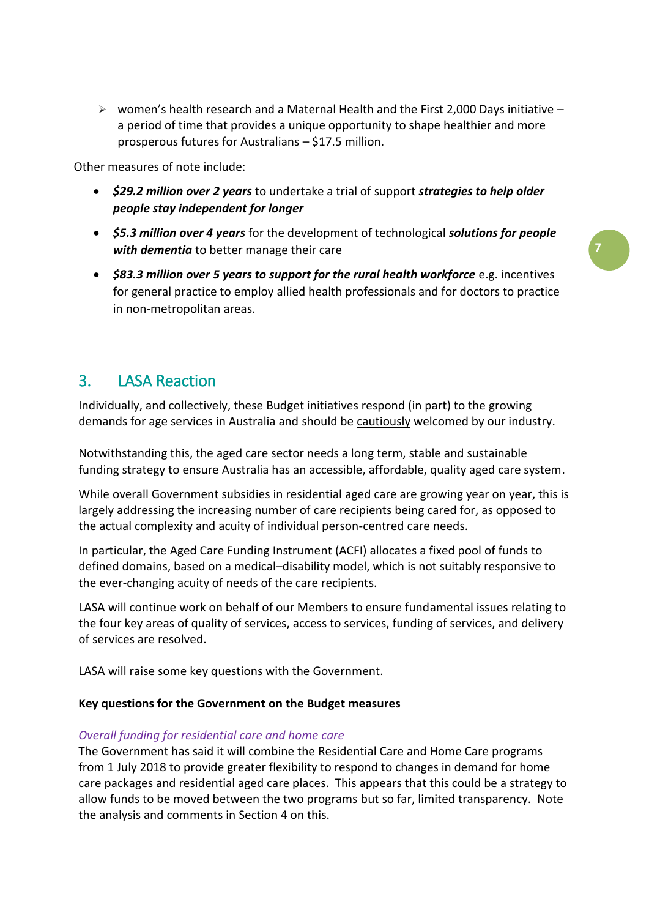- women's health research and a Maternal Health and the First 2,000 Days initiative – a period of time that provides a unique opportunity to shape healthier and more prosperous futures for Australians – $17.5 million.

Other measures of note include:

- ***$29.2 million over 2 years*** to undertake a trial of support ***strategies to help older people stay independent for longer***
- ***$5.3 million over 4 years*** for the development of technological ***solutions for people with dementia*** to better manage their care
- ***$83.3 million over 5 years to support for the rural health workforce*** e.g. incentives for general practice to employ allied health professionals and for doctors to practice in non-metropolitan areas.

## 3. LASA Reaction

Individually, and collectively, these Budget initiatives respond (in part) to the growing demands for age services in Australia and should be cautiously welcomed by our industry.

Notwithstanding this, the aged care sector needs a long term, stable and sustainable funding strategy to ensure Australia has an accessible, affordable, quality aged care system.

While overall Government subsidies in residential aged care are growing year on year, this is largely addressing the increasing number of care recipients being cared for, as opposed to the actual complexity and acuity of individual person-centred care needs.

In particular, the Aged Care Funding Instrument (ACFI) allocates a fixed pool of funds to defined domains, based on a medical–disability model, which is not suitably responsive to the ever-changing acuity of needs of the care recipients.

LASA will continue work on behalf of our Members to ensure fundamental issues relating to the four key areas of quality of services, access to services, funding of services, and delivery of services are resolved.

LASA will raise some key questions with the Government.

**Key questions for the Government on the Budget measures**

*Overall funding for residential care and home care*

The Government has said it will combine the Residential Care and Home Care programs from 1 July 2018 to provide greater flexibility to respond to changes in demand for home care packages and residential aged care places. This appears that this could be a strategy to allow funds to be moved between the two programs but so far, limited transparency. Note the analysis and comments in Section 4 on this.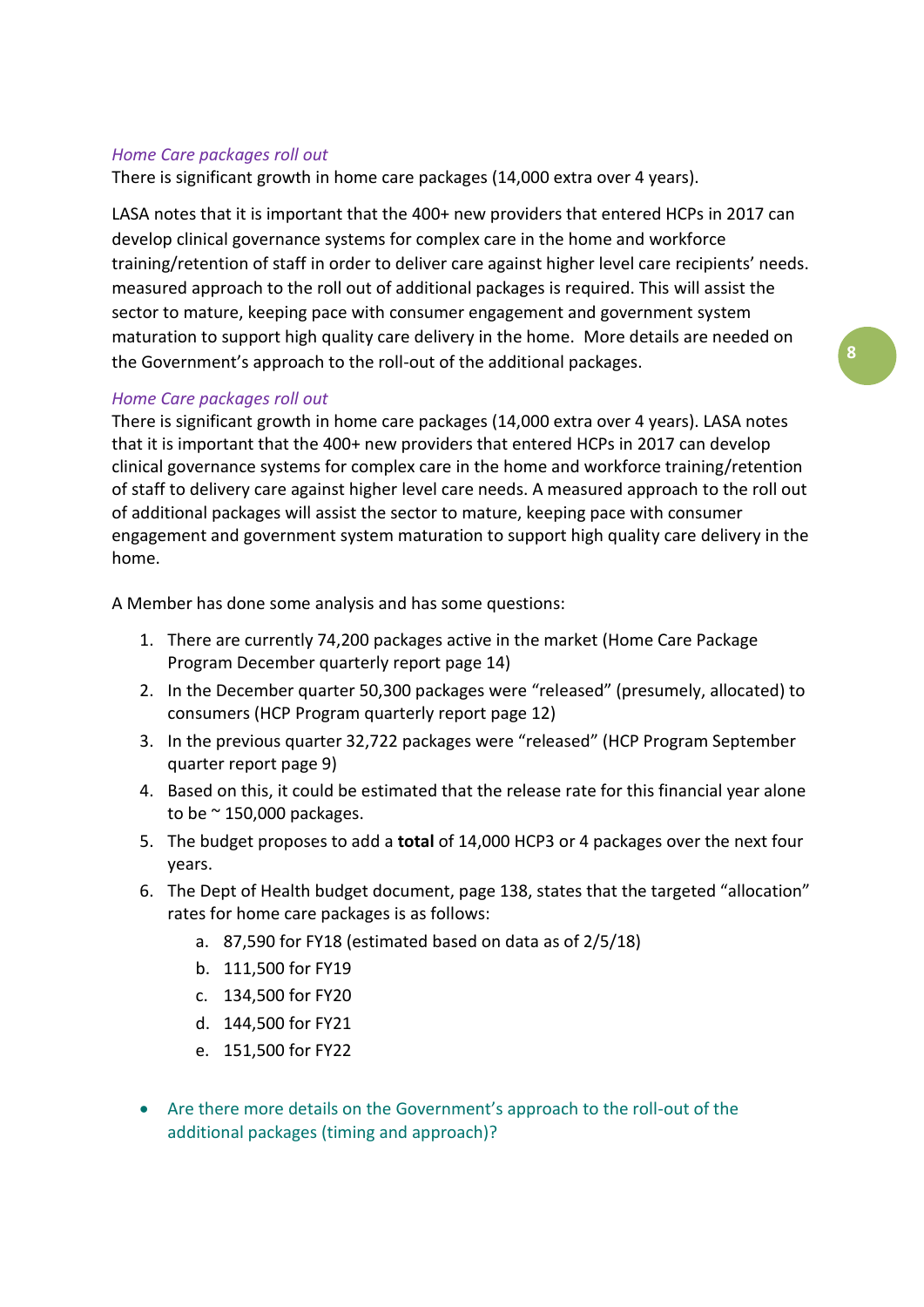*Home Care packages roll out*

There is significant growth in home care packages (14,000 extra over 4 years).

LASA notes that it is important that the 400+ new providers that entered HCPs in 2017 can develop clinical governance systems for complex care in the home and workforce training/retention of staff in order to deliver care against higher level care recipients' needs. measured approach to the roll out of additional packages is required. This will assist the sector to mature, keeping pace with consumer engagement and government system maturation to support high quality care delivery in the home. More details are needed on the Government's approach to the roll-out of the additional packages.

*Home Care packages roll out*

There is significant growth in home care packages (14,000 extra over 4 years). LASA notes that it is important that the 400+ new providers that entered HCPs in 2017 can develop clinical governance systems for complex care in the home and workforce training/retention of staff to delivery care against higher level care needs. A measured approach to the roll out of additional packages will assist the sector to mature, keeping pace with consumer engagement and government system maturation to support high quality care delivery in the home.

A Member has done some analysis and has some questions:

1. There are currently 74,200 packages active in the market (Home Care Package Program December quarterly report page 14)
2. In the December quarter 50,300 packages were "released" (presumely, allocated) to consumers (HCP Program quarterly report page 12)
3. In the previous quarter 32,722 packages were "released" (HCP Program September quarter report page 9)
4. Based on this, it could be estimated that the release rate for this financial year alone to be ~ 150,000 packages.
5. The budget proposes to add a **total** of 14,000 HCP3 or 4 packages over the next four years.
6. The Dept of Health budget document, page 138, states that the targeted "allocation" rates for home care packages is as follows:
   a. 87,590 for FY18 (estimated based on data as of 2/5/18)
   b. 111,500 for FY19
   c. 134,500 for FY20
   d. 144,500 for FY21
   e. 151,500 for FY22

- Are there more details on the Government's approach to the roll-out of the additional packages (timing and approach)?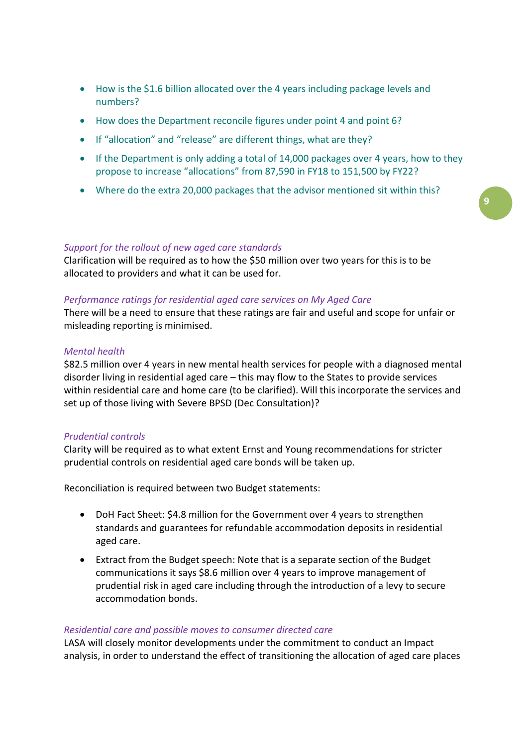- How is the $1.6 billion allocated over the 4 years including package levels and numbers?
- How does the Department reconcile figures under point 4 and point 6?
- If "allocation" and "release" are different things, what are they?
- If the Department is only adding a total of 14,000 packages over 4 years, how to they propose to increase "allocations" from 87,590 in FY18 to 151,500 by FY22?
- Where do the extra 20,000 packages that the advisor mentioned sit within this?

*Support for the rollout of new aged care standards*

Clarification will be required as to how the $50 million over two years for this is to be allocated to providers and what it can be used for.

*Performance ratings for residential aged care services on My Aged Care*

There will be a need to ensure that these ratings are fair and useful and scope for unfair or misleading reporting is minimised.

*Mental health*

$82.5 million over 4 years in new mental health services for people with a diagnosed mental disorder living in residential aged care – this may flow to the States to provide services within residential care and home care (to be clarified). Will this incorporate the services and set up of those living with Severe BPSD (Dec Consultation)?

*Prudential controls*

Clarity will be required as to what extent Ernst and Young recommendations for stricter prudential controls on residential aged care bonds will be taken up.

Reconciliation is required between two Budget statements:

- DoH Fact Sheet: $4.8 million for the Government over 4 years to strengthen standards and guarantees for refundable accommodation deposits in residential aged care.
- Extract from the Budget speech: Note that is a separate section of the Budget communications it says $8.6 million over 4 years to improve management of prudential risk in aged care including through the introduction of a levy to secure accommodation bonds.

*Residential care and possible moves to consumer directed care*

LASA will closely monitor developments under the commitment to conduct an Impact analysis, in order to understand the effect of transitioning the allocation of aged care places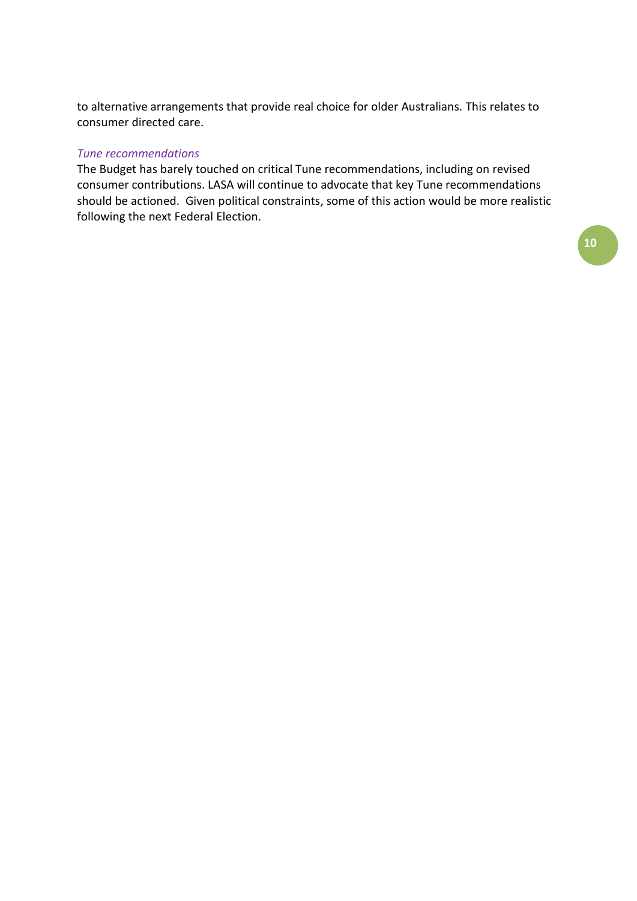to alternative arrangements that provide real choice for older Australians. This relates to consumer directed care.

*Tune recommendations*

The Budget has barely touched on critical Tune recommendations, including on revised consumer contributions. LASA will continue to advocate that key Tune recommendations should be actioned. Given political constraints, some of this action would be more realistic following the next Federal Election.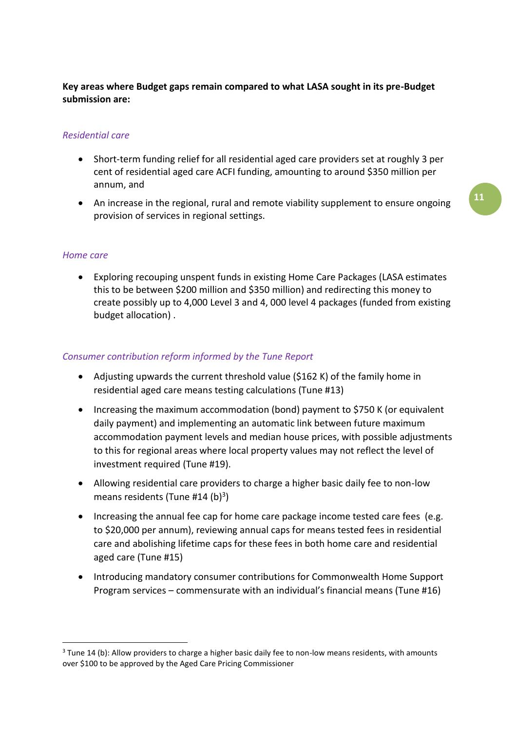**Key areas where Budget gaps remain compared to what LASA sought in its pre-Budget submission are:**

*Residential care*

- Short-term funding relief for all residential aged care providers set at roughly 3 per cent of residential aged care ACFI funding, amounting to around $350 million per annum, and
- An increase in the regional, rural and remote viability supplement to ensure ongoing provision of services in regional settings.

*Home care*

- Exploring recouping unspent funds in existing Home Care Packages (LASA estimates this to be between $200 million and $350 million) and redirecting this money to create possibly up to 4,000 Level 3 and 4, 000 level 4 packages (funded from existing budget allocation) .

*Consumer contribution reform informed by the Tune Report*

- Adjusting upwards the current threshold value ($162 K) of the family home in residential aged care means testing calculations (Tune #13)
- Increasing the maximum accommodation (bond) payment to $750 K (or equivalent daily payment) and implementing an automatic link between future maximum accommodation payment levels and median house prices, with possible adjustments to this for regional areas where local property values may not reflect the level of investment required (Tune #19).
- Allowing residential care providers to charge a higher basic daily fee to non-low means residents (Tune #14 (b)[3])
- Increasing the annual fee cap for home care package income tested care fees (e.g. to $20,000 per annum), reviewing annual caps for means tested fees in residential care and abolishing lifetime caps for these fees in both home care and residential aged care (Tune #15)
- Introducing mandatory consumer contributions for Commonwealth Home Support Program services – commensurate with an individual's financial means (Tune #16)

[3] Tune 14 (b): Allow providers to charge a higher basic daily fee to non-low means residents, with amounts over $100 to be approved by the Aged Care Pricing Commissioner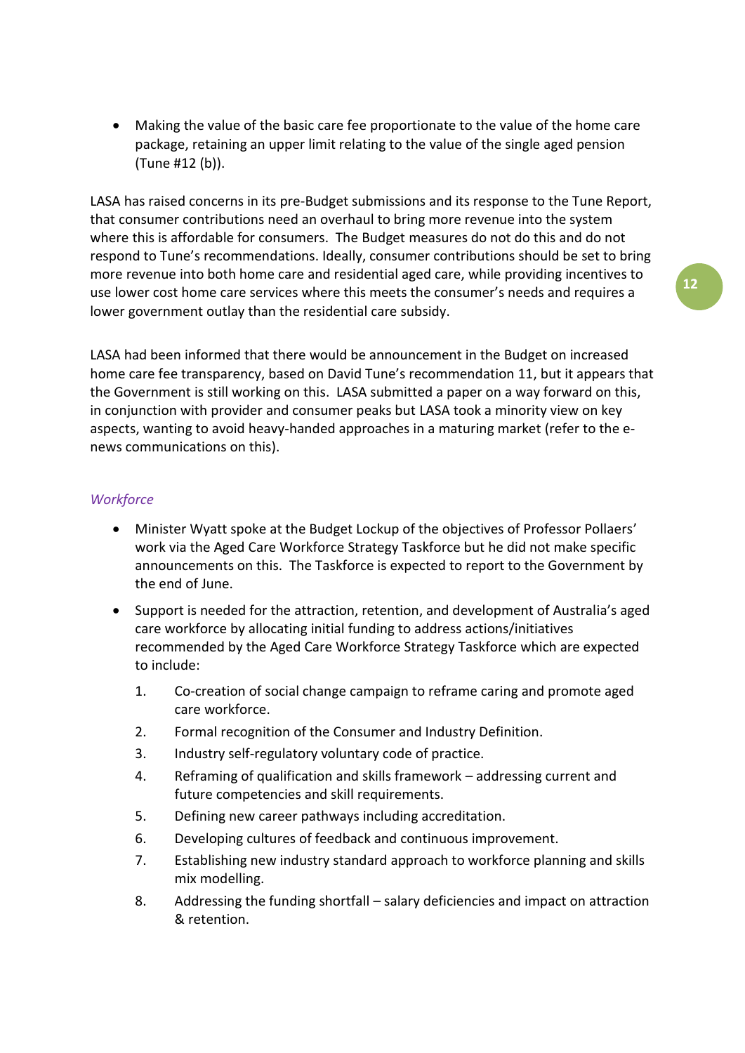- Making the value of the basic care fee proportionate to the value of the home care package, retaining an upper limit relating to the value of the single aged pension (Tune #12 (b)).

LASA has raised concerns in its pre-Budget submissions and its response to the Tune Report, that consumer contributions need an overhaul to bring more revenue into the system where this is affordable for consumers. The Budget measures do not do this and do not respond to Tune's recommendations. Ideally, consumer contributions should be set to bring more revenue into both home care and residential aged care, while providing incentives to use lower cost home care services where this meets the consumer's needs and requires a lower government outlay than the residential care subsidy.

LASA had been informed that there would be announcement in the Budget on increased home care fee transparency, based on David Tune's recommendation 11, but it appears that the Government is still working on this. LASA submitted a paper on a way forward on this, in conjunction with provider and consumer peaks but LASA took a minority view on key aspects, wanting to avoid heavy-handed approaches in a maturing market (refer to the e-news communications on this).

*Workforce*

- Minister Wyatt spoke at the Budget Lockup of the objectives of Professor Pollaers' work via the Aged Care Workforce Strategy Taskforce but he did not make specific announcements on this. The Taskforce is expected to report to the Government by the end of June.
- Support is needed for the attraction, retention, and development of Australia's aged care workforce by allocating initial funding to address actions/initiatives recommended by the Aged Care Workforce Strategy Taskforce which are expected to include:
    1. Co-creation of social change campaign to reframe caring and promote aged care workforce.
    2. Formal recognition of the Consumer and Industry Definition.
    3. Industry self-regulatory voluntary code of practice.
    4. Reframing of qualification and skills framework – addressing current and future competencies and skill requirements.
    5. Defining new career pathways including accreditation.
    6. Developing cultures of feedback and continuous improvement.
    7. Establishing new industry standard approach to workforce planning and skills mix modelling.
    8. Addressing the funding shortfall – salary deficiencies and impact on attraction & retention.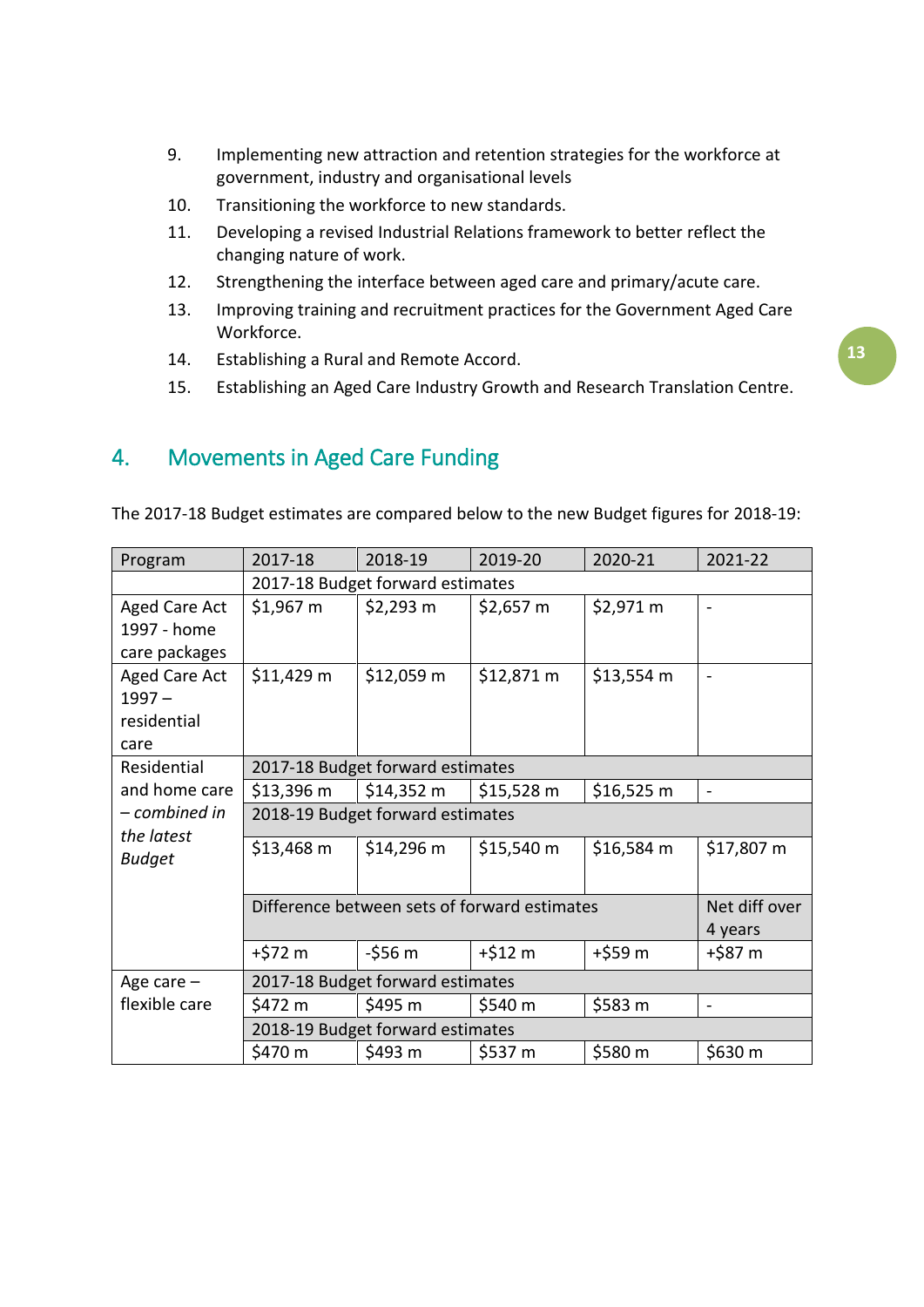9. Implementing new attraction and retention strategies for the workforce at government, industry and organisational levels
10. Transitioning the workforce to new standards.
11. Developing a revised Industrial Relations framework to better reflect the changing nature of work.
12. Strengthening the interface between aged care and primary/acute care.
13. Improving training and recruitment practices for the Government Aged Care Workforce.
14. Establishing a Rural and Remote Accord.
15. Establishing an Aged Care Industry Growth and Research Translation Centre.

## 4. Movements in Aged Care Funding

The 2017-18 Budget estimates are compared below to the new Budget figures for 2018-19:

| Program | 2017-18 | 2018-19 | 2019-20 | 2020-21 | 2021-22 |
|---|---|---|---|---|---|
| | 2017-18 Budget forward estimates | | | | |
| Aged Care Act 1997 - home care packages | $1,967 m | $2,293 m | $2,657 m | $2,971 m | - |
| Aged Care Act 1997 – residential care | $11,429 m | $12,059 m | $12,871 m | $13,554 m | - |
| Residential and home care – *combined in the latest Budget* | 2017-18 Budget forward estimates | | | | |
| | $13,396 m | $14,352 m | $15,528 m | $16,525 m | - |
| | 2018-19 Budget forward estimates | | | | |
| | $13,468 m | $14,296 m | $15,540 m | $16,584 m | $17,807 m |
| | Difference between sets of forward estimates | | | | Net diff over 4 years |
| | +$72 m | -$56 m | +$12 m | +$59 m | +$87 m |
| Age care – flexible care | 2017-18 Budget forward estimates | | | | |
| | $472 m | $495 m | $540 m | $583 m | - |
| | 2018-19 Budget forward estimates | | | | |
| | $470 m | $493 m | $537 m | $580 m | $630 m |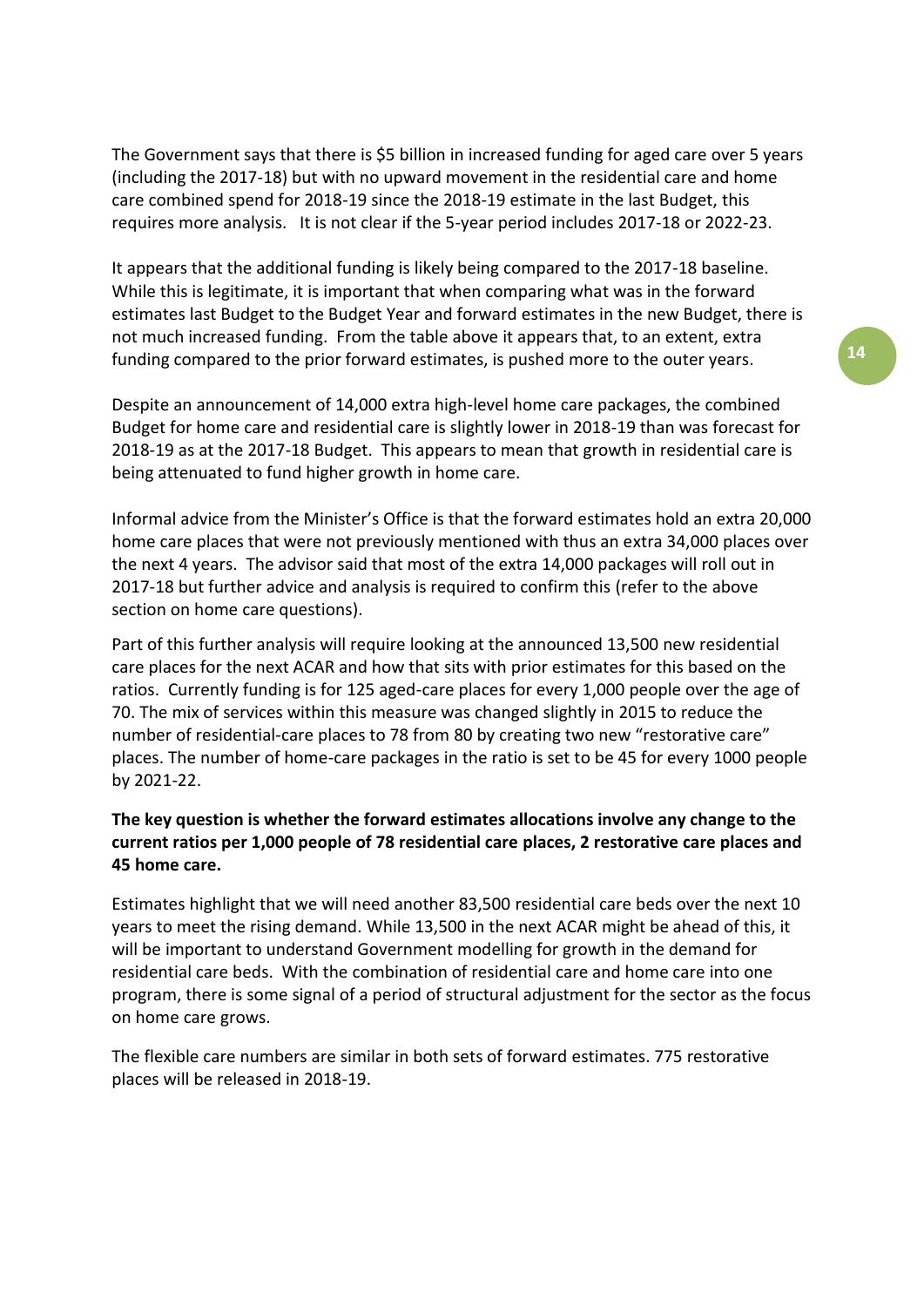The Government says that there is $5 billion in increased funding for aged care over 5 years (including the 2017-18) but with no upward movement in the residential care and home care combined spend for 2018-19 since the 2018-19 estimate in the last Budget, this requires more analysis. It is not clear if the 5-year period includes 2017-18 or 2022-23.

It appears that the additional funding is likely being compared to the 2017-18 baseline. While this is legitimate, it is important that when comparing what was in the forward estimates last Budget to the Budget Year and forward estimates in the new Budget, there is not much increased funding. From the table above it appears that, to an extent, extra funding compared to the prior forward estimates, is pushed more to the outer years.

Despite an announcement of 14,000 extra high-level home care packages, the combined Budget for home care and residential care is slightly lower in 2018-19 than was forecast for 2018-19 as at the 2017-18 Budget. This appears to mean that growth in residential care is being attenuated to fund higher growth in home care.

Informal advice from the Minister's Office is that the forward estimates hold an extra 20,000 home care places that were not previously mentioned with thus an extra 34,000 places over the next 4 years. The advisor said that most of the extra 14,000 packages will roll out in 2017-18 but further advice and analysis is required to confirm this (refer to the above section on home care questions).

Part of this further analysis will require looking at the announced 13,500 new residential care places for the next ACAR and how that sits with prior estimates for this based on the ratios. Currently funding is for 125 aged-care places for every 1,000 people over the age of 70. The mix of services within this measure was changed slightly in 2015 to reduce the number of residential-care places to 78 from 80 by creating two new "restorative care" places. The number of home-care packages in the ratio is set to be 45 for every 1000 people by 2021-22.

**The key question is whether the forward estimates allocations involve any change to the current ratios per 1,000 people of 78 residential care places, 2 restorative care places and 45 home care.**

Estimates highlight that we will need another 83,500 residential care beds over the next 10 years to meet the rising demand. While 13,500 in the next ACAR might be ahead of this, it will be important to understand Government modelling for growth in the demand for residential care beds. With the combination of residential care and home care into one program, there is some signal of a period of structural adjustment for the sector as the focus on home care grows.

The flexible care numbers are similar in both sets of forward estimates. 775 restorative places will be released in 2018-19.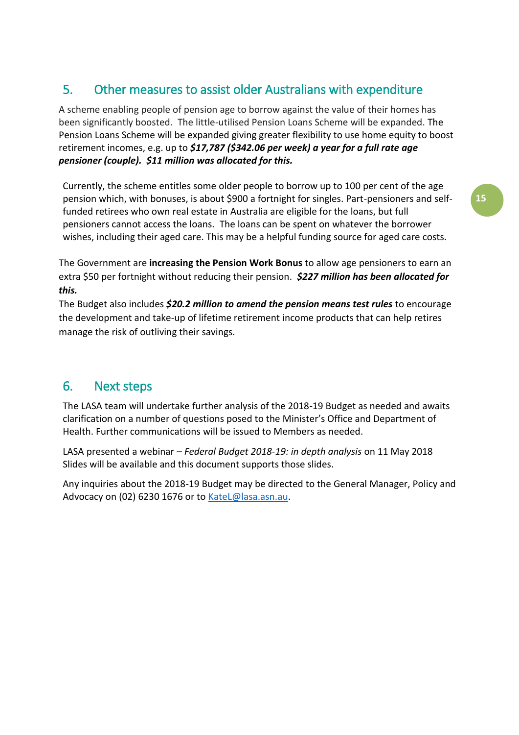## 5. Other measures to assist older Australians with expenditure

A scheme enabling people of pension age to borrow against the value of their homes has been significantly boosted. The little-utilised Pension Loans Scheme will be expanded. The Pension Loans Scheme will be expanded giving greater flexibility to use home equity to boost retirement incomes, e.g. up to ***$17,787 ($342.06 per week) a year for a full rate age pensioner (couple). $11 million was allocated for this.***

Currently, the scheme entitles some older people to borrow up to 100 per cent of the age pension which, with bonuses, is about $900 a fortnight for singles. Part-pensioners and self-funded retirees who own real estate in Australia are eligible for the loans, but full pensioners cannot access the loans. The loans can be spent on whatever the borrower wishes, including their aged care. This may be a helpful funding source for aged care costs.

The Government are **increasing the Pension Work Bonus** to allow age pensioners to earn an extra $50 per fortnight without reducing their pension. ***$227 million has been allocated for this.***

The Budget also includes ***$20.2 million to amend the pension means test rules*** to encourage the development and take-up of lifetime retirement income products that can help retires manage the risk of outliving their savings.

## 6. Next steps

The LASA team will undertake further analysis of the 2018-19 Budget as needed and awaits clarification on a number of questions posed to the Minister's Office and Department of Health. Further communications will be issued to Members as needed.

LASA presented a webinar – *Federal Budget 2018-19: in depth analysis* on 11 May 2018 Slides will be available and this document supports those slides.

Any inquiries about the 2018-19 Budget may be directed to the General Manager, Policy and Advocacy on (02) 6230 1676 or to KateL@lasa.asn.au.